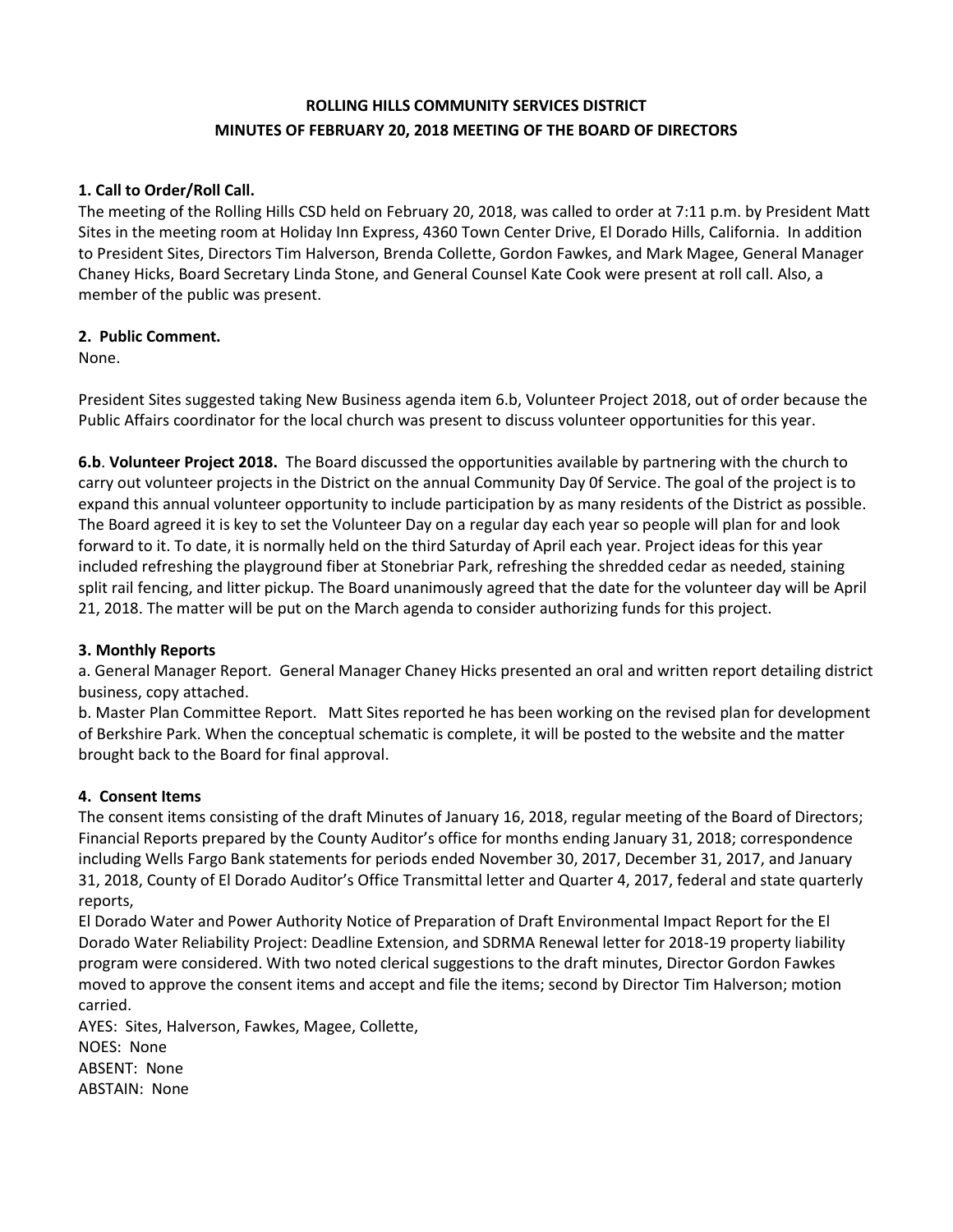**ROLLING HILLS COMMUNITY SERVICES DISTRICT**
**MINUTES OF FEBRUARY 20, 2018 MEETING OF THE BOARD OF DIRECTORS**

**1. Call to Order/Roll Call.**
The meeting of the Rolling Hills CSD held on February 20, 2018, was called to order at 7:11 p.m. by President Matt Sites in the meeting room at Holiday Inn Express, 4360 Town Center Drive, El Dorado Hills, California. In addition to President Sites, Directors Tim Halverson, Brenda Collette, Gordon Fawkes, and Mark Magee, General Manager Chaney Hicks, Board Secretary Linda Stone, and General Counsel Kate Cook were present at roll call. Also, a member of the public was present.

**2. Public Comment.**
None.

President Sites suggested taking New Business agenda item 6.b, Volunteer Project 2018, out of order because the Public Affairs coordinator for the local church was present to discuss volunteer opportunities for this year.

**6.b**. **Volunteer Project 2018.** The Board discussed the opportunities available by partnering with the church to carry out volunteer projects in the District on the annual Community Day 0f Service. The goal of the project is to expand this annual volunteer opportunity to include participation by as many residents of the District as possible. The Board agreed it is key to set the Volunteer Day on a regular day each year so people will plan for and look forward to it. To date, it is normally held on the third Saturday of April each year. Project ideas for this year included refreshing the playground fiber at Stonebriar Park, refreshing the shredded cedar as needed, staining split rail fencing, and litter pickup. The Board unanimously agreed that the date for the volunteer day will be April 21, 2018. The matter will be put on the March agenda to consider authorizing funds for this project.

**3. Monthly Reports**
a. General Manager Report. General Manager Chaney Hicks presented an oral and written report detailing district business, copy attached.
b. Master Plan Committee Report. Matt Sites reported he has been working on the revised plan for development of Berkshire Park. When the conceptual schematic is complete, it will be posted to the website and the matter brought back to the Board for final approval.

**4. Consent Items**
The consent items consisting of the draft Minutes of January 16, 2018, regular meeting of the Board of Directors; Financial Reports prepared by the County Auditor's office for months ending January 31, 2018; correspondence including Wells Fargo Bank statements for periods ended November 30, 2017, December 31, 2017, and January 31, 2018, County of El Dorado Auditor's Office Transmittal letter and Quarter 4, 2017, federal and state quarterly reports,
El Dorado Water and Power Authority Notice of Preparation of Draft Environmental Impact Report for the El Dorado Water Reliability Project: Deadline Extension, and SDRMA Renewal letter for 2018-19 property liability program were considered. With two noted clerical suggestions to the draft minutes, Director Gordon Fawkes moved to approve the consent items and accept and file the items; second by Director Tim Halverson; motion carried.
AYES: Sites, Halverson, Fawkes, Magee, Collette,
NOES: None
ABSENT: None
ABSTAIN: None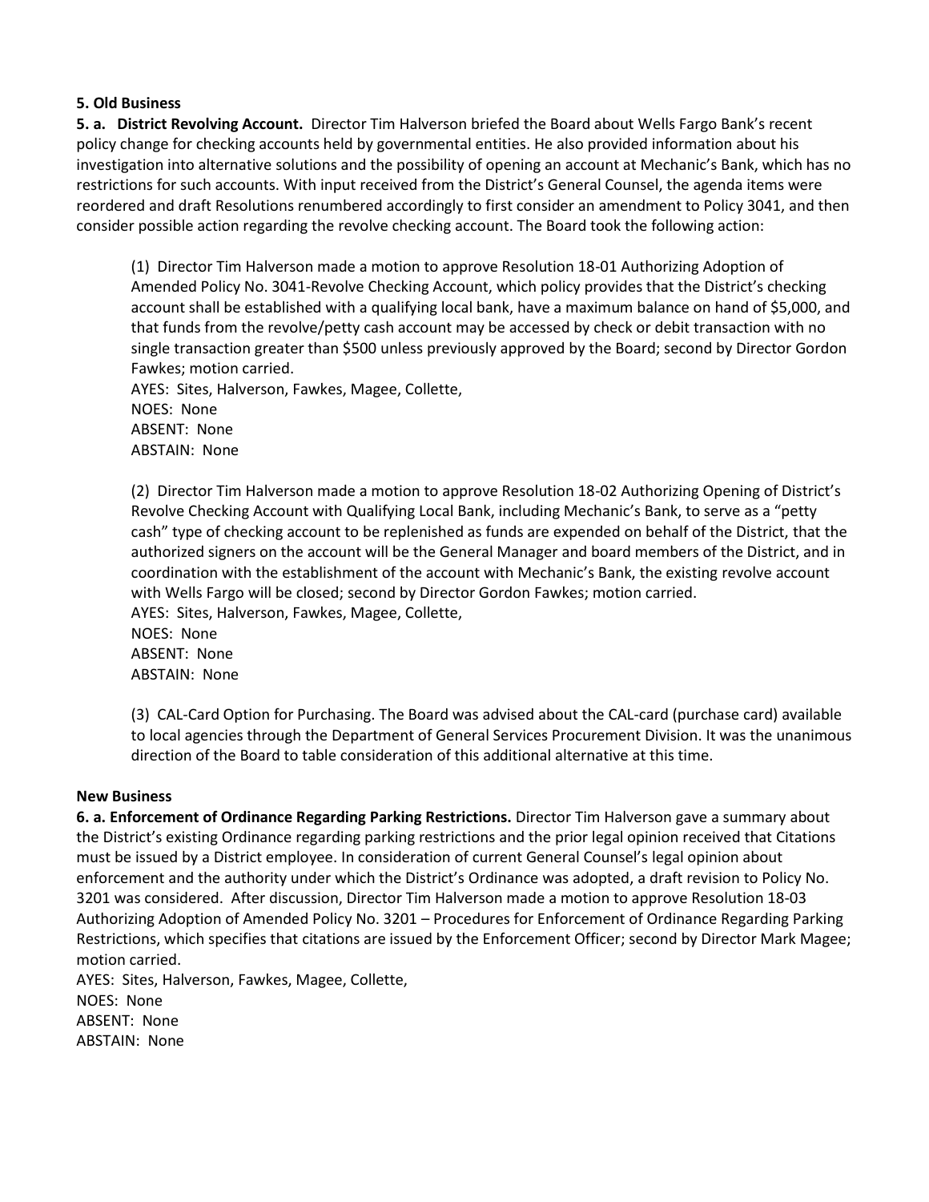**5. Old Business**

**5. a. District Revolving Account.** Director Tim Halverson briefed the Board about Wells Fargo Bank's recent policy change for checking accounts held by governmental entities. He also provided information about his investigation into alternative solutions and the possibility of opening an account at Mechanic's Bank, which has no restrictions for such accounts. With input received from the District's General Counsel, the agenda items were reordered and draft Resolutions renumbered accordingly to first consider an amendment to Policy 3041, and then consider possible action regarding the revolve checking account. The Board took the following action:

(1) Director Tim Halverson made a motion to approve Resolution 18-01 Authorizing Adoption of Amended Policy No. 3041-Revolve Checking Account, which policy provides that the District's checking account shall be established with a qualifying local bank, have a maximum balance on hand of $5,000, and that funds from the revolve/petty cash account may be accessed by check or debit transaction with no single transaction greater than $500 unless previously approved by the Board; second by Director Gordon Fawkes; motion carried.
AYES: Sites, Halverson, Fawkes, Magee, Collette,
NOES: None
ABSENT: None
ABSTAIN: None

(2) Director Tim Halverson made a motion to approve Resolution 18-02 Authorizing Opening of District's Revolve Checking Account with Qualifying Local Bank, including Mechanic's Bank, to serve as a "petty cash" type of checking account to be replenished as funds are expended on behalf of the District, that the authorized signers on the account will be the General Manager and board members of the District, and in coordination with the establishment of the account with Mechanic's Bank, the existing revolve account with Wells Fargo will be closed; second by Director Gordon Fawkes; motion carried.
AYES: Sites, Halverson, Fawkes, Magee, Collette,
NOES: None
ABSENT: None
ABSTAIN: None

(3) CAL-Card Option for Purchasing. The Board was advised about the CAL-card (purchase card) available to local agencies through the Department of General Services Procurement Division. It was the unanimous direction of the Board to table consideration of this additional alternative at this time.

**New Business**

**6. a. Enforcement of Ordinance Regarding Parking Restrictions.** Director Tim Halverson gave a summary about the District's existing Ordinance regarding parking restrictions and the prior legal opinion received that Citations must be issued by a District employee. In consideration of current General Counsel's legal opinion about enforcement and the authority under which the District's Ordinance was adopted, a draft revision to Policy No. 3201 was considered. After discussion, Director Tim Halverson made a motion to approve Resolution 18-03 Authorizing Adoption of Amended Policy No. 3201 – Procedures for Enforcement of Ordinance Regarding Parking Restrictions, which specifies that citations are issued by the Enforcement Officer; second by Director Mark Magee; motion carried.
AYES: Sites, Halverson, Fawkes, Magee, Collette,
NOES: None
ABSENT: None
ABSTAIN: None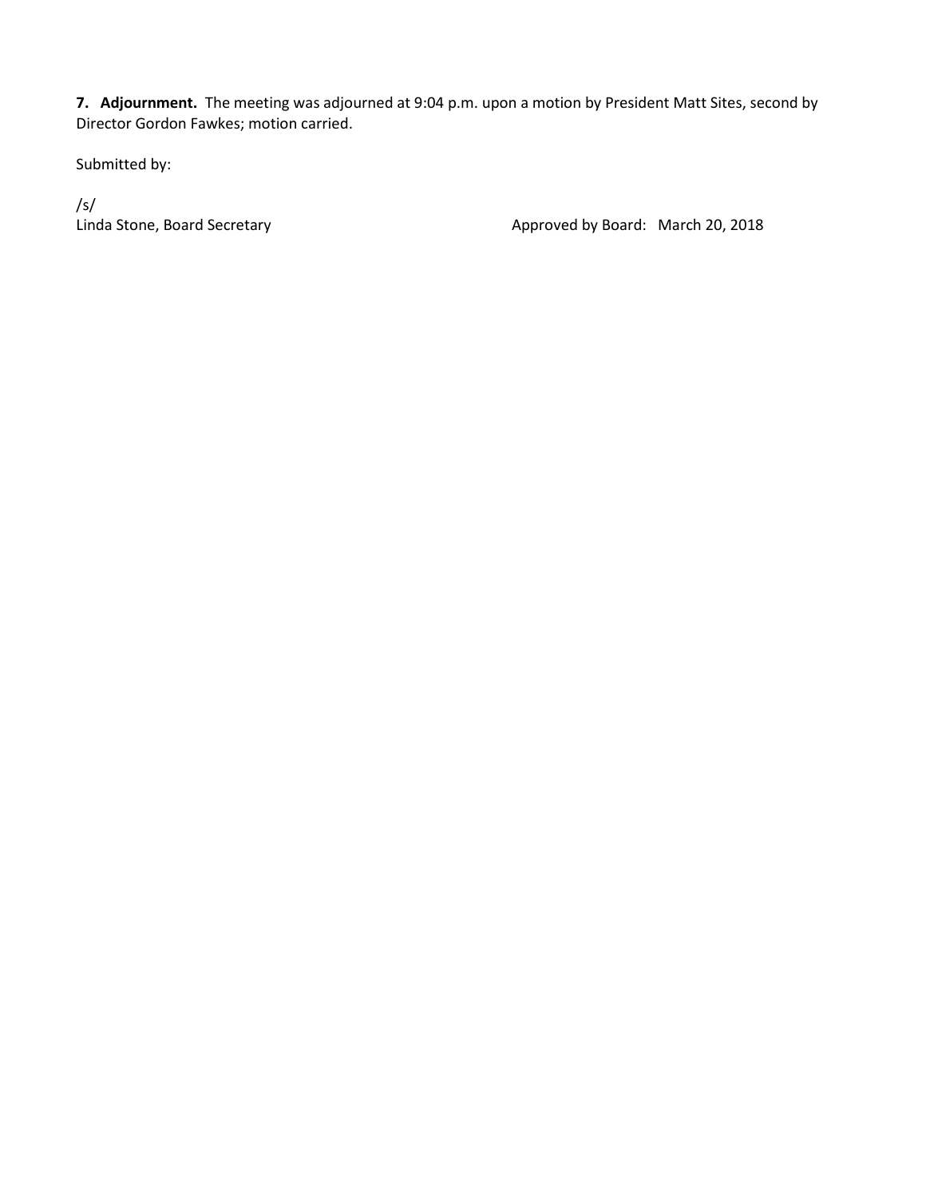**7. Adjournment.** The meeting was adjourned at 9:04 p.m. upon a motion by President Matt Sites, second by Director Gordon Fawkes; motion carried.

Submitted by:

/s/
Linda Stone, Board Secretary

Approved by Board: March 20, 2018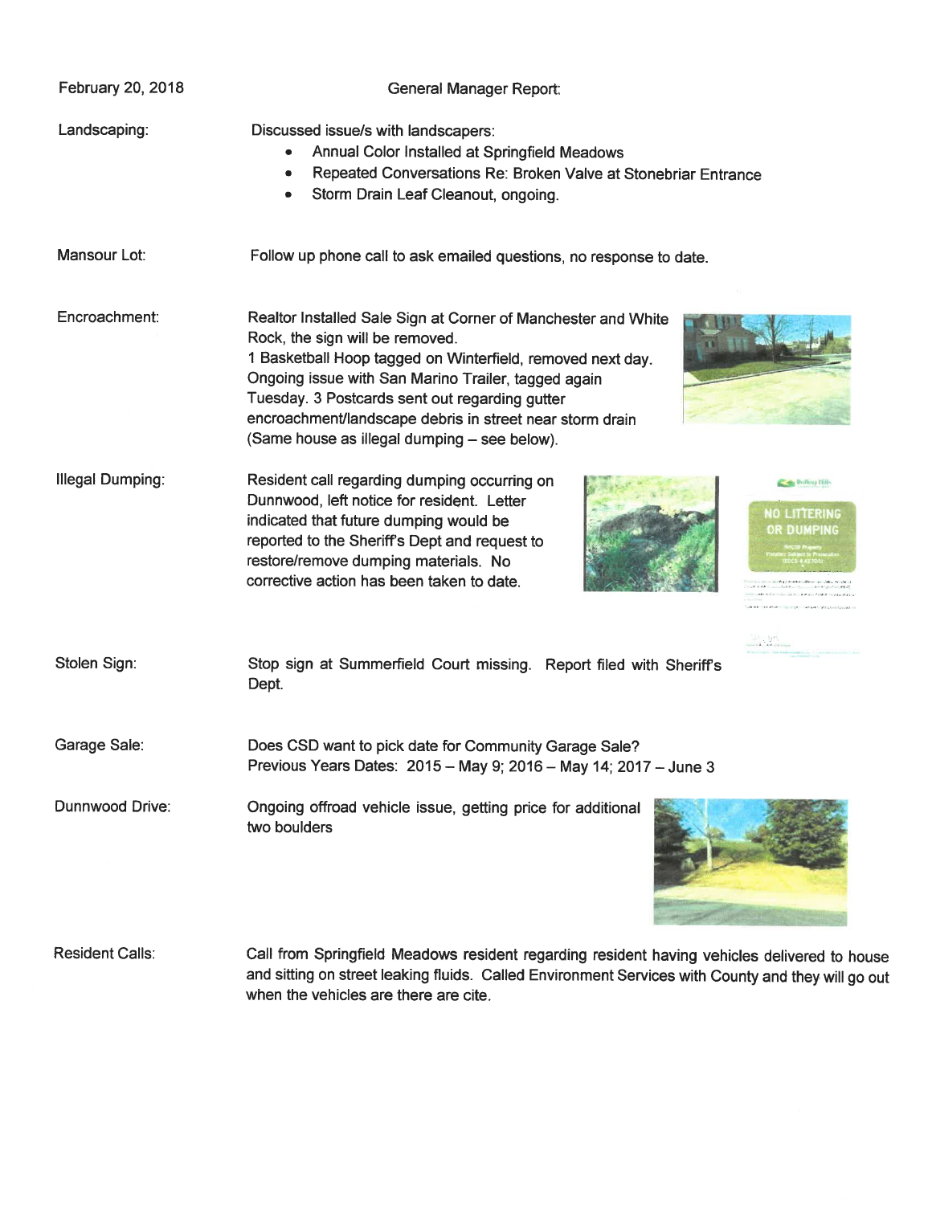February 20, 2018

## General Manager Report:

**Landscaping:**

Discussed issue/s with landscapers:

- Annual Color Installed at Springfield Meadows
- Repeated Conversations Re: Broken Valve at Stonebriar Entrance
- Storm Drain Leaf Cleanout, ongoing.

**Mansour Lot:**

Follow up phone call to ask emailed questions, no response to date.

**Encroachment:**

Realtor Installed Sale Sign at Corner of Manchester and White Rock, the sign will be removed.
1 Basketball Hoop tagged on Winterfield, removed next day.
Ongoing issue with San Marino Trailer, tagged again Tuesday. 3 Postcards sent out regarding gutter encroachment/landscape debris in street near storm drain (Same house as illegal dumping – see below).

**Illegal Dumping:**

Resident call regarding dumping occurring on Dunnwood, left notice for resident. Letter indicated that future dumping would be reported to the Sheriff's Dept and request to restore/remove dumping materials. No corrective action has been taken to date.

**Stolen Sign:**

Stop sign at Summerfield Court missing. Report filed with Sheriff's Dept.

**Garage Sale:**

Does CSD want to pick date for Community Garage Sale?
Previous Years Dates: 2015 – May 9; 2016 – May 14; 2017 – June 3

**Dunnwood Drive:**

Ongoing offroad vehicle issue, getting price for additional two boulders

**Resident Calls:**

Call from Springfield Meadows resident regarding resident having vehicles delivered to house and sitting on street leaking fluids. Called Environment Services with County and they will go out when the vehicles are there are cite.